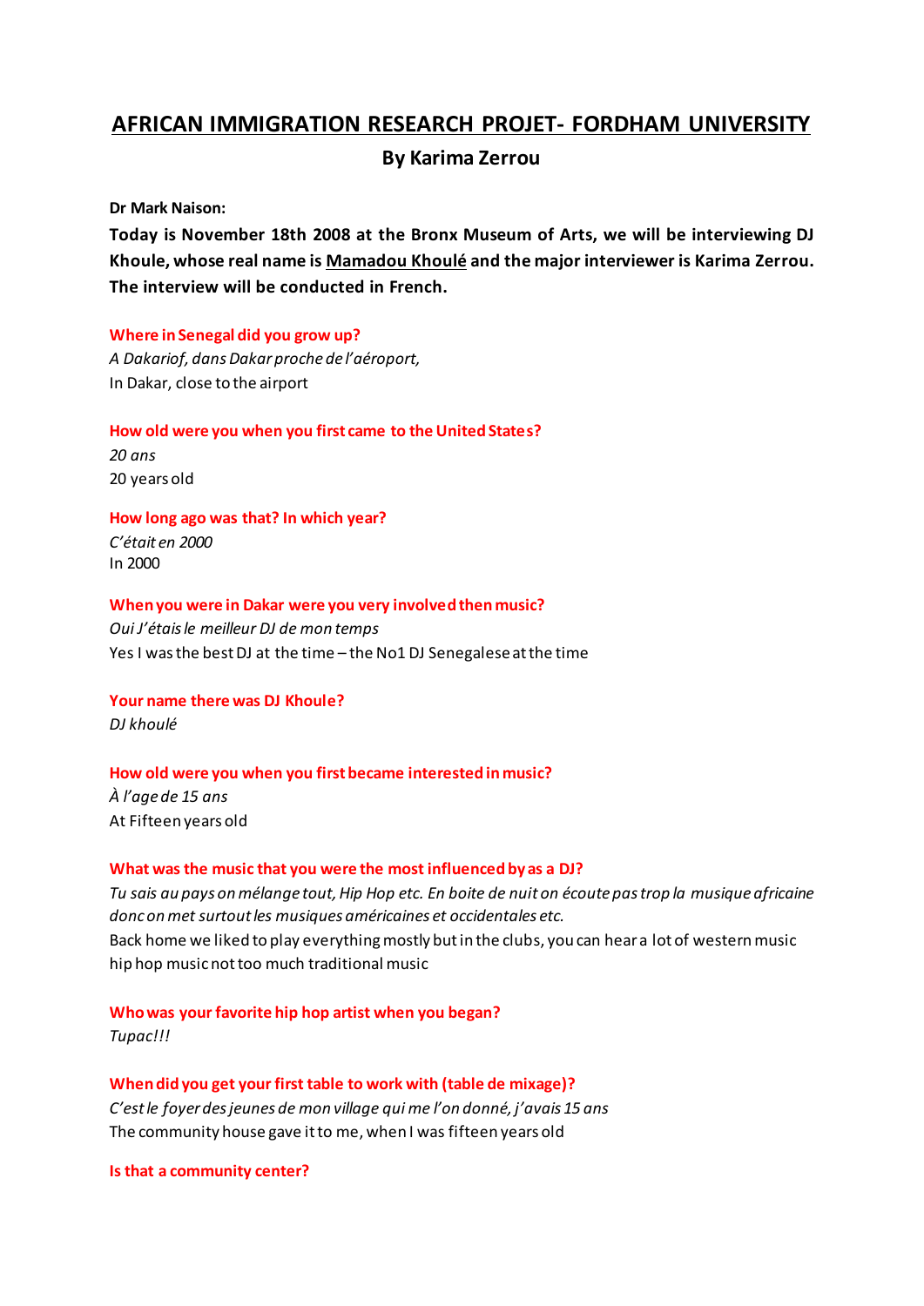# AFRICAN IMMIGRATION RESEARCH PROJET- FORDHAM UNIVERSITY

## By Karima Zerrou

**Dr Mark Naison:**

**Today is November 18th 2008 at the Bronx Museum of Arts, we will be interviewing DJ Khoule, whose real name is Mamadou Khoulé and the major interviewer is Karima Zerrou. The interview will be conducted in French.**

**Where in Senegal did you grow up?**

*A Dakariof, dans Dakar proche de l'aéroport,*

In Dakar, close to the airport

**How old were you when you first came to the United States?**

*20 ans*

20 years old

**How long ago was that? In which year?**

*C'était en 2000*

In 2000

**When you were in Dakar were you very involved then music?**

*Oui J'étais le meilleur DJ de mon temps*

Yes I was the best DJ at the time – the No1 DJ Senegalese at the time

**Your name there was DJ Khoule?**

*DJ khoulé*

**How old were you when you first became interested in music?**

*À l'age de 15 ans*

At Fifteen years old

**What was the music that you were the most influenced by as a DJ?**

*Tu sais au pays on mélange tout, Hip Hop etc. En boite de nuit on écoute pas trop la musique africaine donc on met surtout les musiques américaines et occidentales etc.*

Back home we liked to play everything mostly but in the clubs, you can hear a lot of western music hip hop music not too much traditional music

**Who was your favorite hip hop artist when you began?**

*Tupac!!!*

**When did you get your first table to work with (table de mixage)?**

*C'est le foyer des jeunes de mon village qui me l'on donné, j'avais 15 ans*

The community house gave it to me, when I was fifteen years old

**Is that a community center?**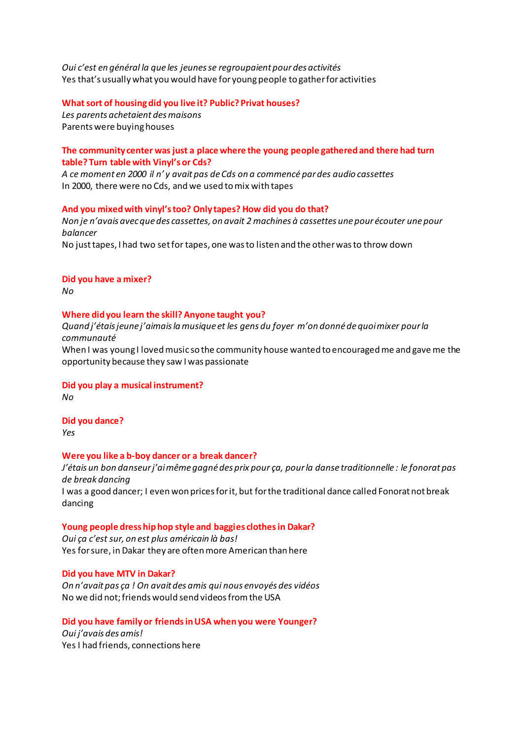*Oui c'est en général la que les jeunes se regroupaient pour des activités*
Yes that's usually what you would have for young people to gather for activities

**What sort of housing did you live it? Public? Privat houses?**
*Les parents achetaient des maisons*
Parents were buying houses

**The community center was just a place where the young people gathered and there had turn table? Turn table with Vinyl's or Cds?**
*A ce moment en 2000 il n' y avait pas de Cds on a commencé par des audio cassettes*
In 2000, there were no Cds, and we used to mix with tapes

**And you mixed with vinyl's too? Only tapes? How did you do that?**
*Non je n'avais avec que des cassettes, on avait 2 machines à cassettes une pour écouter une pour balancer*
No just tapes, I had two set for tapes, one was to listen and the other was to throw down

**Did you have a mixer?**
*No*

**Where did you learn the skill? Anyone taught you?**
*Quand j'étais jeune j'aimais la musique et les gens du foyer m'on donné de quoi mixer pour la communauté*
When I was young I loved music so the community house wanted to encouraged me and gave me the opportunity because they saw I was passionate

**Did you play a musical instrument?**
*No*

**Did you dance?**
*Yes*

**Were you like a b-boy dancer or a break dancer?**
*J'étais un bon danseur j'ai même gagné des prix pour ça, pour la danse traditionnelle : le fonorat pas de break dancing*
I was a good dancer; I even won prices for it, but for the traditional dance called Fonorat not break dancing

**Young people dress hip hop style and baggies clothes in Dakar?**
*Oui ça c'est sur, on est plus américain là bas!*
Yes for sure, in Dakar they are often more American than here

**Did you have MTV in Dakar?**
*On n'avait pas ça ! On avait des amis qui nous envoyés des vidéos*
No we did not; friends would send videos from the USA

**Did you have family or friends in USA when you were Younger?**
*Oui j'avais des amis!*
Yes I had friends, connections here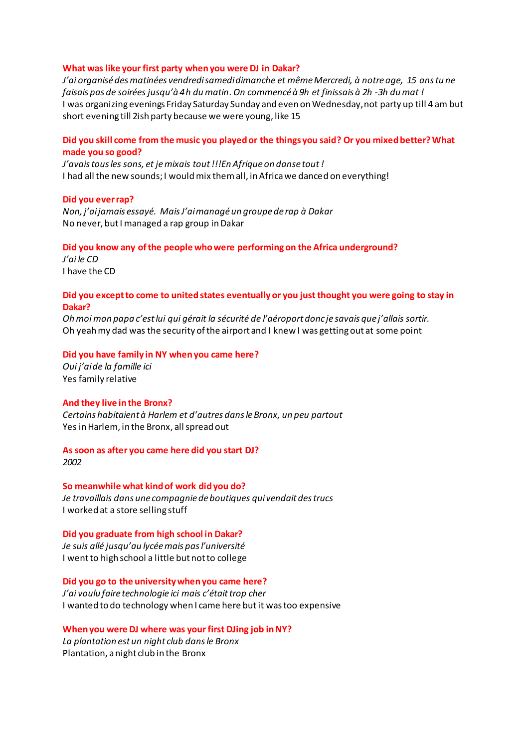**What was like your first party when you were DJ in Dakar?**
*J'ai organisé des matinées vendredi samedi dimanche et même Mercredi, à notre age, 15 ans tu ne faisais pas de soirées jusqu'à 4h du matin. On commencé à 9h et finissais à 2h -3h du mat !*
I was organizing evenings Friday Saturday Sunday and even on Wednesday, not party up till 4 am but short evening till 2ish party because we were young, like 15

**Did you skill come from the music you played or the things you said? Or you mixed better? What made you so good?**
*J'avais tous les sons, et je mixais tout !!! En Afrique on danse tout !*
I had all the new sounds; I would mix them all, in Africa we danced on everything!

**Did you ever rap?**
*Non, j'ai jamais essayé. Mais J'ai managé un groupe de rap à Dakar*
No never, but I managed a rap group in Dakar

**Did you know any of the people who were performing on the Africa underground?**
*J'ai le CD*
I have the CD

**Did you except to come to united states eventually or you just thought you were going to stay in Dakar?**
*Oh moi mon papa c'est lui qui gérait la sécurité de l'aéroport donc je savais que j'allais sortir.*
Oh yeah my dad was the security of the airport and I knew I was getting out at some point

**Did you have family in NY when you came here?**
*Oui j'ai de la famille ici*
Yes family relative

**And they live in the Bronx?**
*Certains habitaient à Harlem et d'autres dans le Bronx, un peu partout*
Yes in Harlem, in the Bronx, all spread out

**As soon as after you came here did you start DJ?**
*2002*

**So meanwhile what kind of work did you do?**
*Je travaillais dans une compagnie de boutiques qui vendait des trucs*
I worked at a store selling stuff

**Did you graduate from high school in Dakar?**
*Je suis allé jusqu'au lycée mais pas l'université*
I went to high school a little but not to college

**Did you go to the university when you came here?**
*J'ai voulu faire technologie ici mais c'était trop cher*
I wanted to do technology when I came here but it was too expensive

**When you were DJ where was your first DJing job in NY?**
*La plantation est un night club dans le Bronx*
Plantation, a night club in the Bronx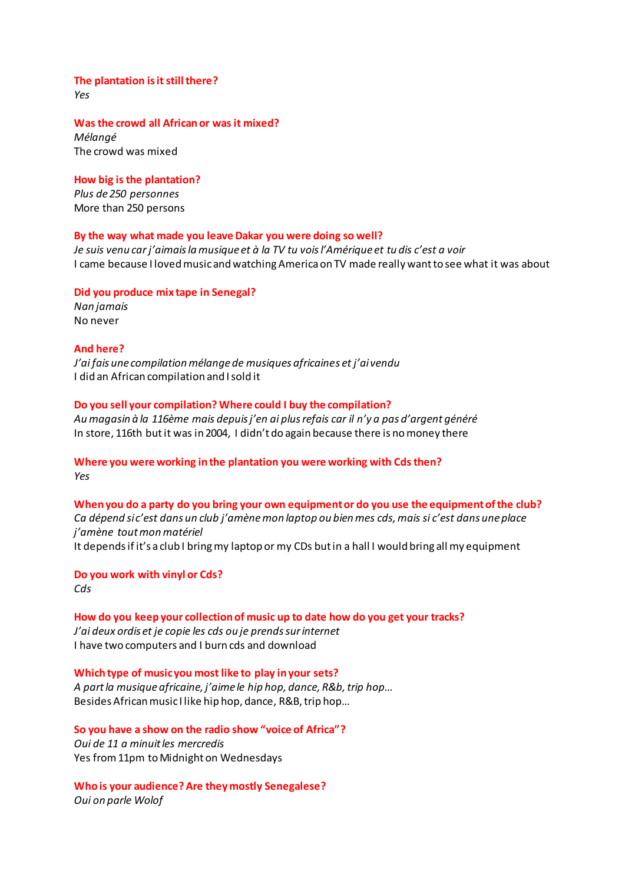**The plantation is it still there?**
*Yes*

**Was the crowd all African or was it mixed?**
*Mélangé*
The crowd was mixed

**How big is the plantation?**
*Plus de 250 personnes*
More than 250 persons

**By the way what made you leave Dakar you were doing so well?**
*Je suis venu car j'aimais la musique et à la TV tu vois l'Amérique et tu dis c'est a voir*
I came because I loved music and watching America on TV made really want to see what it was about

**Did you produce mix tape in Senegal?**
*Nan jamais*
No never

**And here?**
*J'ai fais une compilation mélange de musiques africaines et j'ai vendu*
I did an African compilation and I sold it

**Do you sell your compilation? Where could I buy the compilation?**
*Au magasin à la 116ème mais depuis j'en ai plus refais car il n'y a pas d'argent généré*
In store, 116th but it was in 2004, I didn't do again because there is no money there

**Where you were working in the plantation you were working with Cds then?**
*Yes*

**When you do a party do you bring your own equipment or do you use the equipment of the club?**
*Ca dépend si c'est dans un club j'amène mon laptop ou bien mes cds, mais si c'est dans une place j'amène tout mon matériel*
It depends if it's a club I bring my laptop or my CDs but in a hall I would bring all my equipment

**Do you work with vinyl or Cds?**
*Cds*

**How do you keep your collection of music up to date how do you get your tracks?**
*J'ai deux ordis et je copie les cds ou je prends sur internet*
I have two computers and I burn cds and download

**Which type of music you most like to play in your sets?**
*A part la musique africaine, j'aime le hip hop, dance, R&b, trip hop…*
Besides African music I like hip hop, dance, R&B, trip hop…

**So you have a show on the radio show "voice of Africa"?**
*Oui de 11 a minuit les mercredis*
Yes from 11pm to Midnight on Wednesdays

**Who is your audience? Are they mostly Senegalese?**
*Oui on parle Wolof*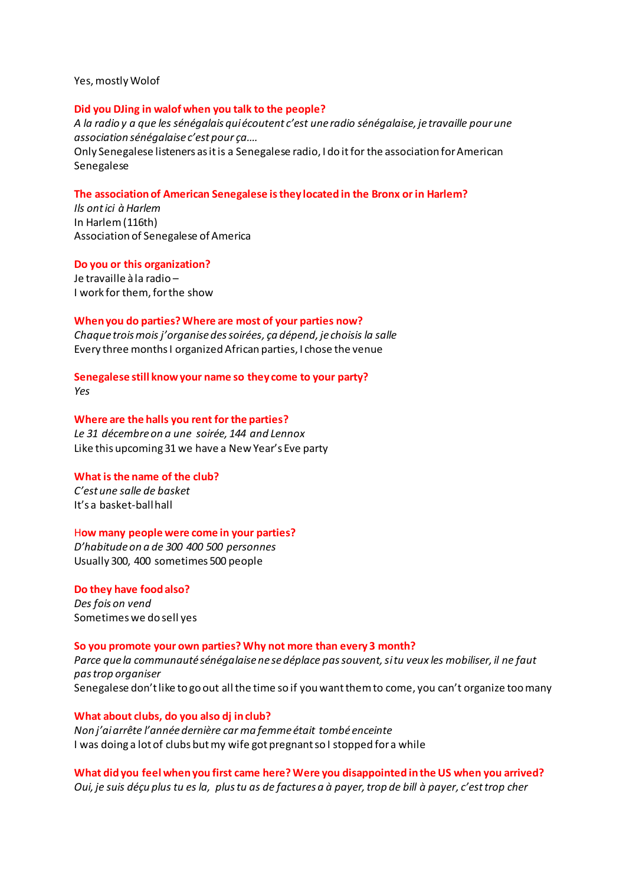Yes, mostly Wolof

**Did you DJing in walof when you talk to the people?**

*A la radio y a que les sénégalais qui écoutent c'est une radio sénégalaise, je travaille pour une association sénégalaise c'est pour ça….*

Only Senegalese listeners as it is a Senegalese radio, I do it for the association for American Senegalese

**The association of American Senegalese is they located in the Bronx or in Harlem?**

*Ils ont ici à Harlem*

In Harlem (116th)

Association of Senegalese of America

**Do you or this organization?**

Je travaille à la radio –

I work for them, for the show

**When you do parties? Where are most of your parties now?**

*Chaque trois mois j'organise des soirées, ça dépend, je choisis la salle*

Every three months I organized African parties, I chose the venue

**Senegalese still know your name so they come to your party?**

*Yes*

**Where are the halls you rent for the parties?**

*Le 31 décembre on a une soirée, 144 and Lennox*

Like this upcoming 31 we have a New Year's Eve party

**What is the name of the club?**

*C'est une salle de basket*

It's a basket-ball hall

**How many people were come in your parties?**

*D'habitude on a de 300 400 500 personnes*

Usually 300, 400 sometimes 500 people

**Do they have food also?**

*Des fois on vend*

Sometimes we do sell yes

**So you promote your own parties? Why not more than every 3 month?**

*Parce que la communauté sénégalaise ne se déplace pas souvent, si tu veux les mobiliser, il ne faut pas trop organiser*

Senegalese don't like to go out all the time so if you want them to come, you can't organize too many

**What about clubs, do you also dj in club?**

*Non j'ai arrête l'année dernière car ma femme était tombé enceinte*

I was doing a lot of clubs but my wife got pregnant so I stopped for a while

**What did you feel when you first came here? Were you disappointed in the US when you arrived?**

*Oui, je suis déçu plus tu es la, plus tu as de factures a à payer, trop de bill à payer, c'est trop cher*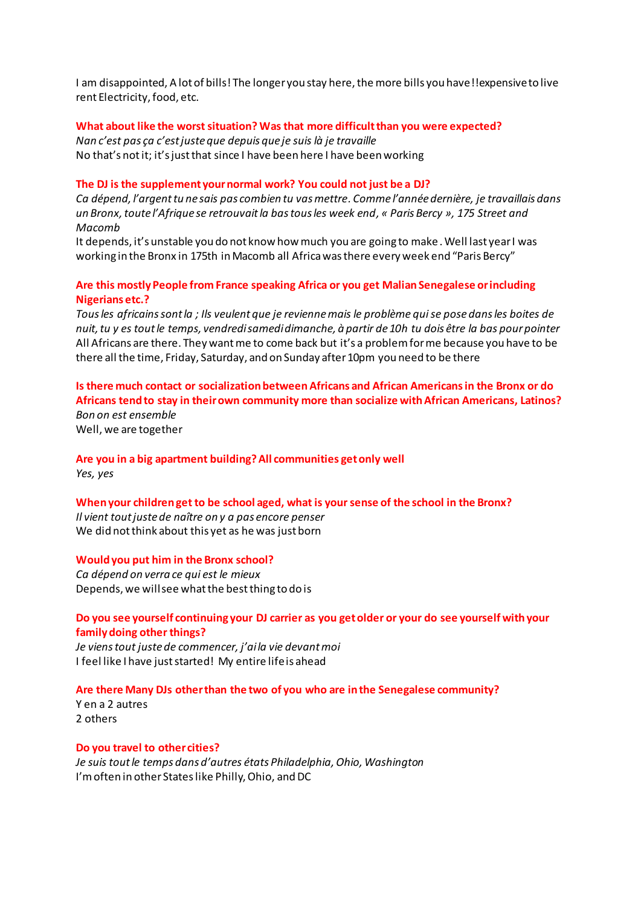I am disappointed, A lot of bills! The longer you stay here, the more bills you have!!expensive to live rent Electricity, food, etc.

**What about like the worst situation? Was that more difficult than you were expected?**

*Nan c'est pas ça c'est juste que depuis que je suis là je travaille*

No that's not it; it's just that since I have been here I have been working

**The DJ is the supplement your normal work? You could not just be a DJ?**

*Ca dépend, l'argent tu ne sais pas combien tu vas mettre. Comme l'année dernière, je travaillais dans un Bronx, toute l'Afrique se retrouvait la bas tous les week end, « Paris Bercy », 175 Street and Macomb*

It depends, it's unstable you do not know how much you are going to make. Well last year I was working in the Bronx in 175th in Macomb all Africa was there every week end "Paris Bercy"

**Are this mostly People from France speaking Africa or you get Malian Senegalese or including Nigerians etc.?**

*Tous les africains sont la ; Ils veulent que je revienne mais le problème qui se pose dans les boites de nuit, tu y es tout le temps, vendredi samedi dimanche, à partir de 10h tu dois être la bas pour pointer*

All Africans are there. They want me to come back but it's a problem for me because you have to be there all the time, Friday, Saturday, and on Sunday after 10pm you need to be there

**Is there much contact or socialization between Africans and African Americans in the Bronx or do Africans tend to stay in their own community more than socialize with African Americans, Latinos?**

*Bon on est ensemble*

Well, we are together

**Are you in a big apartment building? All communities get only well**

*Yes, yes*

**When your children get to be school aged, what is your sense of the school in the Bronx?**

*Il vient tout juste de naître on y a pas encore penser*

We did not think about this yet as he was just born

**Would you put him in the Bronx school?**

*Ca dépend on verra ce qui est le mieux*

Depends, we will see what the best thing to do is

**Do you see yourself continuing your DJ carrier as you get older or your do see yourself with your family doing other things?**

*Je viens tout juste de commencer, j'ai la vie devant moi*

I feel like I have just started! My entire life is ahead

**Are there Many DJs other than the two of you who are in the Senegalese community?**

Y en a 2 autres

2 others

**Do you travel to other cities?**

*Je suis tout le temps dans d'autres états Philadelphia, Ohio, Washington*

I'm often in other States like Philly, Ohio, and DC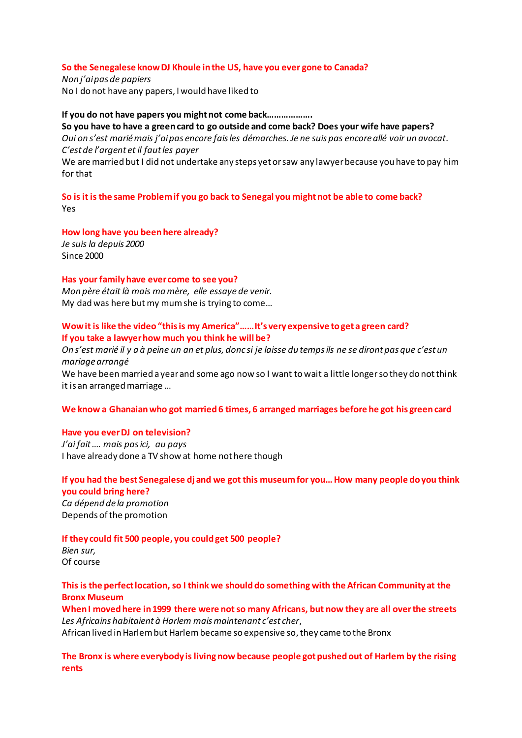**So the Senegalese know DJ Khoule in the US, have you ever gone to Canada?**
*Non j'ai pas de papiers*
No I do not have any papers, I would have liked to

**If you do not have papers you might not come back……………….**
**So you have to have a green card to go outside and come back? Does your wife have papers?**
*Oui on s'est marié mais j'ai pas encore fais les démarches. Je ne suis pas encore allé voir un avocat. C'est de l'argent et il faut les payer*
We are married but I did not undertake any steps yet or saw any lawyer because you have to pay him for that

**So is it is the same Problem if you go back to Senegal you might not be able to come back?**
Yes

**How long have you been here already?**
*Je suis la depuis 2000*
Since 2000

**Has your family have ever come to see you?**
*Mon père était là mais ma mère, elle essaye de venir.*
My dad was here but my mum she is trying to come…

**Wow it is like the video "this is my America"……It's very expensive to get a green card?**
**If you take a lawyer how much you think he will be?**
*On s'est marié il y a à peine un an et plus, donc si je laisse du temps ils ne se diront pas que c'est un mariage arrangé*
We have been married a year and some ago now so I want to wait a little longer so they do not think it is an arranged marriage …

**We know a Ghanaian who got married 6 times, 6 arranged marriages before he got his green card**

**Have you ever DJ on television?**
*J'ai fait …. mais pas ici, au pays*
I have already done a TV show at home not here though

**If you had the best Senegalese dj and we got this museum for you… How many people do you think you could bring here?**
*Ca dépend de la promotion*
Depends of the promotion

**If they could fit 500 people, you could get 500 people?**
*Bien sur,*
Of course

**This is the perfect location, so I think we should do something with the African Community at the Bronx Museum**
**When I moved here in 1999 there were not so many Africans, but now they are all over the streets**
*Les Africains habitaient à Harlem mais maintenant c'est cher,*
African lived in Harlem but Harlem became so expensive so, they came to the Bronx

**The Bronx is where everybody is living now because people got pushed out of Harlem by the rising rents**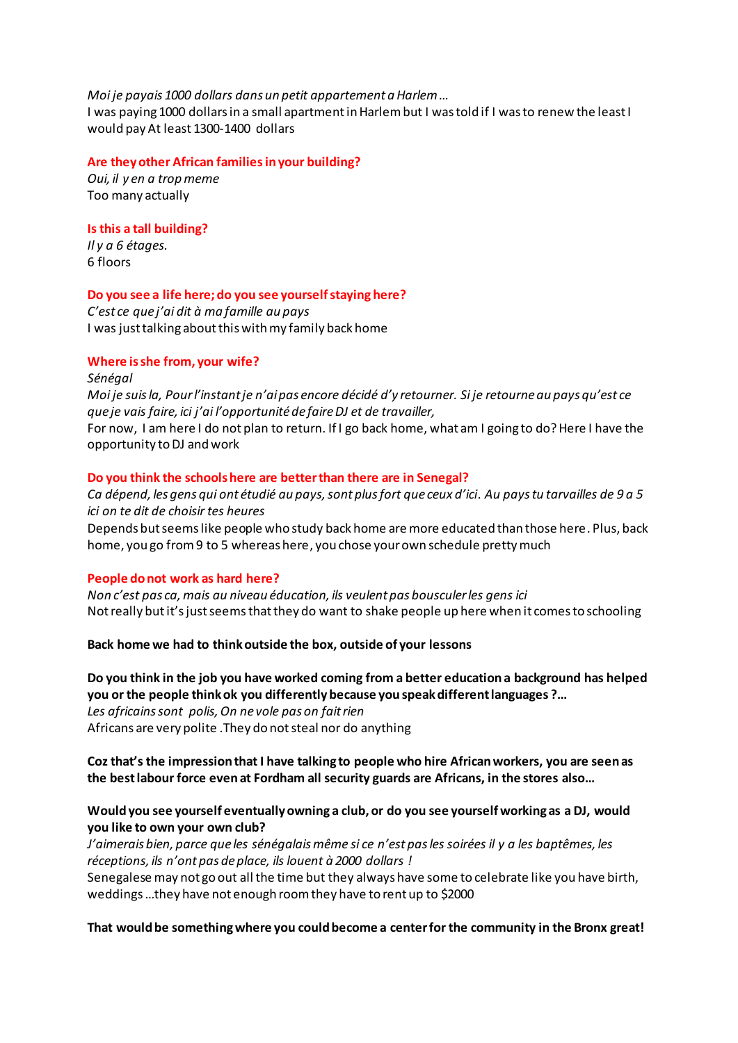*Moi je payais 1000 dollars dans un petit appartement a Harlem…*
I was paying 1000 dollars in a small apartment in Harlem but I was told if I was to renew the least I would pay At least 1300-1400 dollars

**Are they other African families in your building?**
*Oui, il y en a trop meme*
Too many actually

**Is this a tall building?**
*Il y a 6 étages.*
6 floors

**Do you see a life here; do you see yourself staying here?**
*C'est ce que j'ai dit à ma famille au pays*
I was just talking about this with my family back home

**Where is she from, your wife?**
*Sénégal*
*Moi je suis la, Pour l'instant je n'ai pas encore décidé d'y retourner. Si je retourne au pays qu'est ce que je vais faire, ici j'ai l'opportunité de faire DJ et de travailler,*
For now, I am here I do not plan to return. If I go back home, what am I going to do? Here I have the opportunity to DJ and work

**Do you think the schools here are better than there are in Senegal?**
*Ca dépend, les gens qui ont étudié au pays, sont plus fort que ceux d'ici. Au pays tu tarvailles de 9 a 5 ici on te dit de choisir tes heures*
Depends but seems like people who study back home are more educated than those here. Plus, back home, you go from 9 to 5 whereas here, you chose your own schedule pretty much

**People do not work as hard here?**
*Non c'est pas ca, mais au niveau éducation, ils veulent pas bousculer les gens ici*
Not really but it's just seems that they do want to shake people up here when it comes to schooling

**Back home we had to think outside the box, outside of your lessons**

**Do you think in the job you have worked coming from a better education a background has helped you or the people think ok you differently because you speak different languages ?…**
*Les africains sont polis, On ne vole pas on fait rien*
Africans are very polite .They do not steal nor do anything

**Coz that's the impression that I have talking to people who hire African workers, you are seen as the best labour force even at Fordham all security guards are Africans, in the stores also…**

**Would you see yourself eventually owning a club, or do you see yourself working as a DJ, would you like to own your own club?**
*J'aimerais bien, parce que les sénégalais même si ce n'est pas les soirées il y a les baptêmes, les réceptions, ils n'ont pas de place, ils louent à 2000 dollars !*
Senegalese may not go out all the time but they always have some to celebrate like you have birth, weddings …they have not enough room they have to rent up to $2000

**That would be something where you could become a center for the community in the Bronx great!**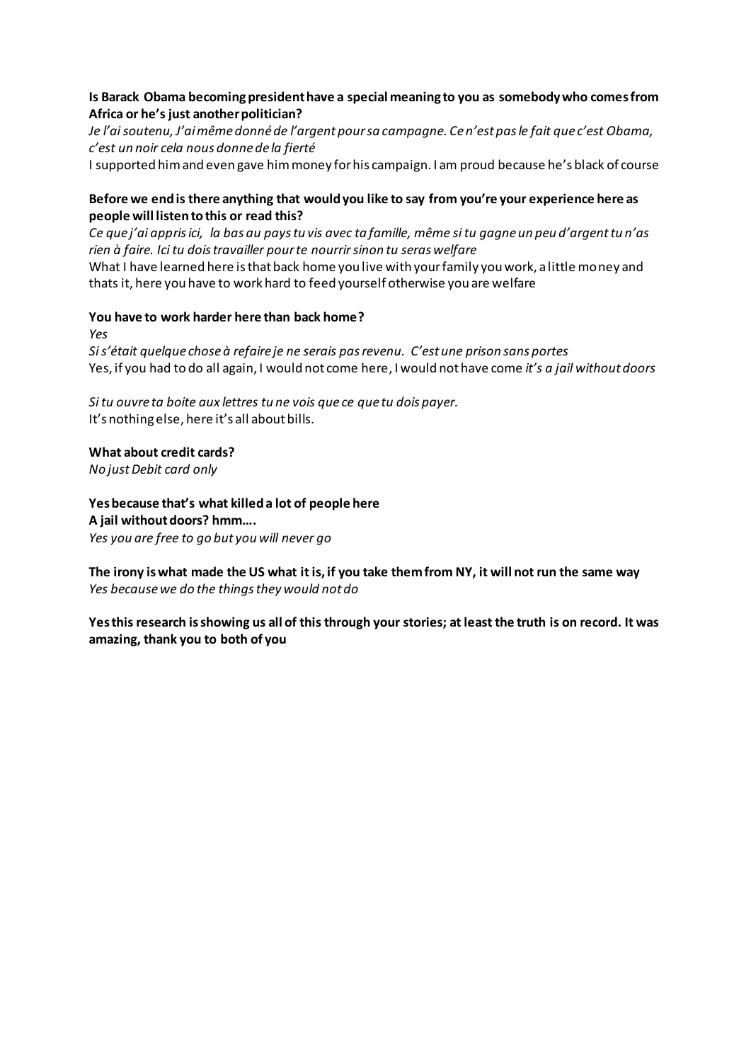**Is Barack Obama becoming president have a special meaning to you as somebody who comes from Africa or he's just another politician?**

*Je l'ai soutenu, J'ai même donné de l'argent pour sa campagne. Ce n'est pas le fait que c'est Obama, c'est un noir cela nous donne de la fierté*

I supported him and even gave him money for his campaign. I am proud because he's black of course

**Before we end is there anything that would you like to say from you're your experience here as people will listen to this or read this?**

*Ce que j'ai appris ici, la bas au pays tu vis avec ta famille, même si tu gagne un peu d'argent tu n'as rien à faire. Ici tu dois travailler pour te nourrir sinon tu seras welfare*

What I have learned here is that back home you live with your family you work, a little money and thats it, here you have to work hard to feed yourself otherwise you are welfare

**You have to work harder here than back home?**

*Yes*

*Si s'était quelque chose à refaire je ne serais pas revenu. C'est une prison sans portes*

Yes, if you had to do all again, I would not come here, I would not have come *it's a jail without doors*

*Si tu ouvre ta boite aux lettres tu ne vois que ce que tu dois payer.*

It's nothing else, here it's all about bills.

**What about credit cards?**

*No just Debit card only*

**Yes because that's what killed a lot of people here**

**A jail without doors? hmm….**

*Yes you are free to go but you will never go*

**The irony is what made the US what it is, if you take them from NY, it will not run the same way**

*Yes because we do the things they would not do*

**Yes this research is showing us all of this through your stories; at least the truth is on record. It was amazing, thank you to both of you**